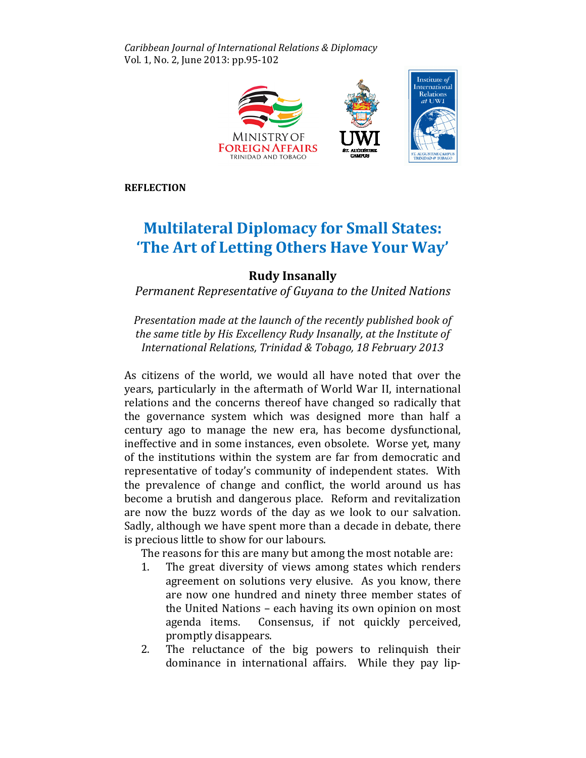**REFLECTION**

# Multilateral Diplomacy for Small States: 'The Art of Letting Others Have Your Way'

**Rudy Insanally**

*Permanent Representative of Guyana to the United Nations*

*Presentation made at the launch of the recently published book of the same title by His Excellency Rudy Insanally, at the Institute of International Relations, Trinidad & Tobago, 18 February 2013*

As citizens of the world, we would all have noted that over the years, particularly in the aftermath of World War II, international relations and the concerns thereof have changed so radically that the governance system which was designed more than half a century ago to manage the new era, has become dysfunctional, ineffective and in some instances, even obsolete. Worse yet, many of the institutions within the system are far from democratic and representative of today's community of independent states. With the prevalence of change and conflict, the world around us has become a brutish and dangerous place. Reform and revitalization are now the buzz words of the day as we look to our salvation. Sadly, although we have spent more than a decade in debate, there is precious little to show for our labours.

The reasons for this are many but among the most notable are:

1. The great diversity of views among states which renders agreement on solutions very elusive. As you know, there are now one hundred and ninety three member states of the United Nations – each having its own opinion on most agenda items. Consensus, if not quickly perceived, promptly disappears.
2. The reluctance of the big powers to relinquish their dominance in international affairs. While they pay lip-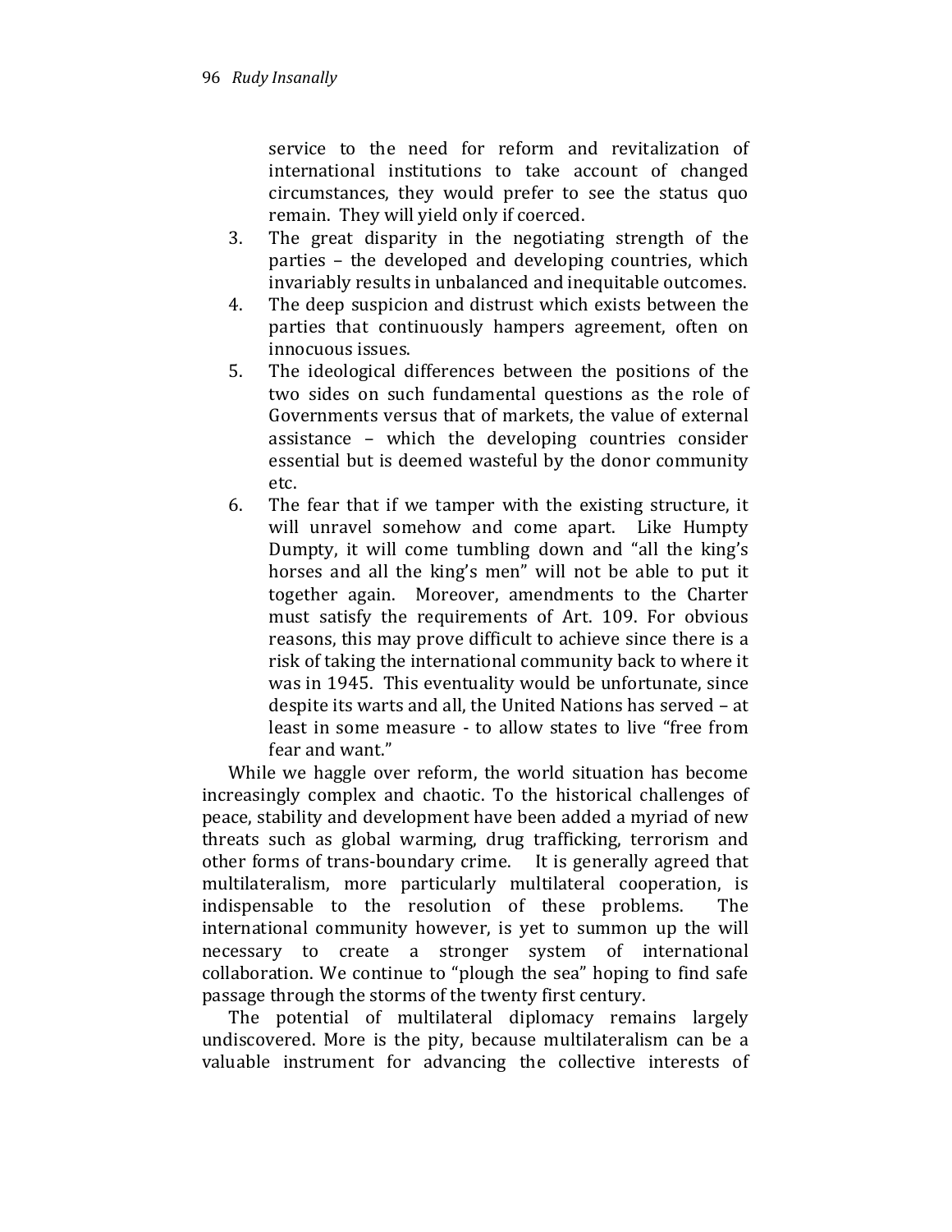service to the need for reform and revitalization of international institutions to take account of changed circumstances, they would prefer to see the status quo remain. They will yield only if coerced.

3. The great disparity in the negotiating strength of the parties – the developed and developing countries, which invariably results in unbalanced and inequitable outcomes.
4. The deep suspicion and distrust which exists between the parties that continuously hampers agreement, often on innocuous issues.
5. The ideological differences between the positions of the two sides on such fundamental questions as the role of Governments versus that of markets, the value of external assistance – which the developing countries consider essential but is deemed wasteful by the donor community etc.
6. The fear that if we tamper with the existing structure, it will unravel somehow and come apart. Like Humpty Dumpty, it will come tumbling down and "all the king's horses and all the king's men" will not be able to put it together again. Moreover, amendments to the Charter must satisfy the requirements of Art. 109. For obvious reasons, this may prove difficult to achieve since there is a risk of taking the international community back to where it was in 1945. This eventuality would be unfortunate, since despite its warts and all, the United Nations has served – at least in some measure - to allow states to live "free from fear and want."

While we haggle over reform, the world situation has become increasingly complex and chaotic. To the historical challenges of peace, stability and development have been added a myriad of new threats such as global warming, drug trafficking, terrorism and other forms of trans-boundary crime. It is generally agreed that multilateralism, more particularly multilateral cooperation, is indispensable to the resolution of these problems. The international community however, is yet to summon up the will necessary to create a stronger system of international collaboration. We continue to "plough the sea" hoping to find safe passage through the storms of the twenty first century.

The potential of multilateral diplomacy remains largely undiscovered. More is the pity, because multilateralism can be a valuable instrument for advancing the collective interests of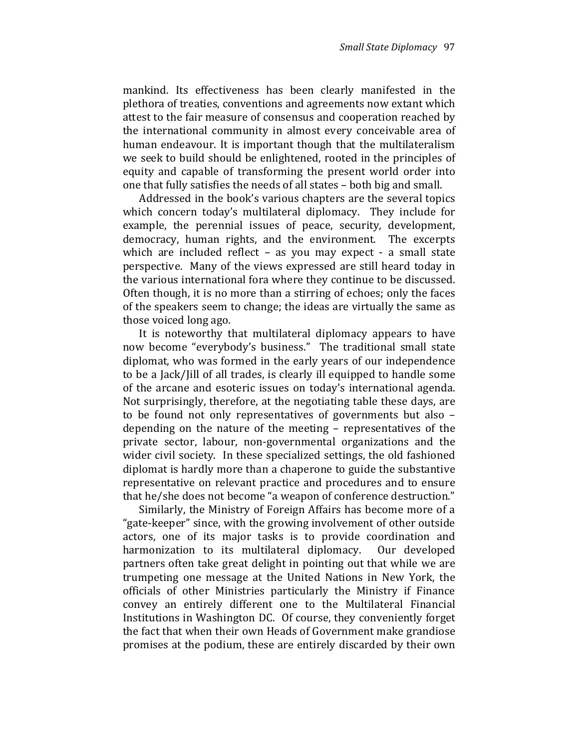mankind. Its effectiveness has been clearly manifested in the plethora of treaties, conventions and agreements now extant which attest to the fair measure of consensus and cooperation reached by the international community in almost every conceivable area of human endeavour. It is important though that the multilateralism we seek to build should be enlightened, rooted in the principles of equity and capable of transforming the present world order into one that fully satisfies the needs of all states – both big and small.

Addressed in the book's various chapters are the several topics which concern today's multilateral diplomacy. They include for example, the perennial issues of peace, security, development, democracy, human rights, and the environment. The excerpts which are included reflect – as you may expect - a small state perspective. Many of the views expressed are still heard today in the various international fora where they continue to be discussed. Often though, it is no more than a stirring of echoes; only the faces of the speakers seem to change; the ideas are virtually the same as those voiced long ago.

It is noteworthy that multilateral diplomacy appears to have now become "everybody's business." The traditional small state diplomat, who was formed in the early years of our independence to be a Jack/Jill of all trades, is clearly ill equipped to handle some of the arcane and esoteric issues on today's international agenda. Not surprisingly, therefore, at the negotiating table these days, are to be found not only representatives of governments but also – depending on the nature of the meeting – representatives of the private sector, labour, non-governmental organizations and the wider civil society. In these specialized settings, the old fashioned diplomat is hardly more than a chaperone to guide the substantive representative on relevant practice and procedures and to ensure that he/she does not become "a weapon of conference destruction."

Similarly, the Ministry of Foreign Affairs has become more of a "gate-keeper" since, with the growing involvement of other outside actors, one of its major tasks is to provide coordination and harmonization to its multilateral diplomacy. Our developed partners often take great delight in pointing out that while we are trumpeting one message at the United Nations in New York, the officials of other Ministries particularly the Ministry if Finance convey an entirely different one to the Multilateral Financial Institutions in Washington DC. Of course, they conveniently forget the fact that when their own Heads of Government make grandiose promises at the podium, these are entirely discarded by their own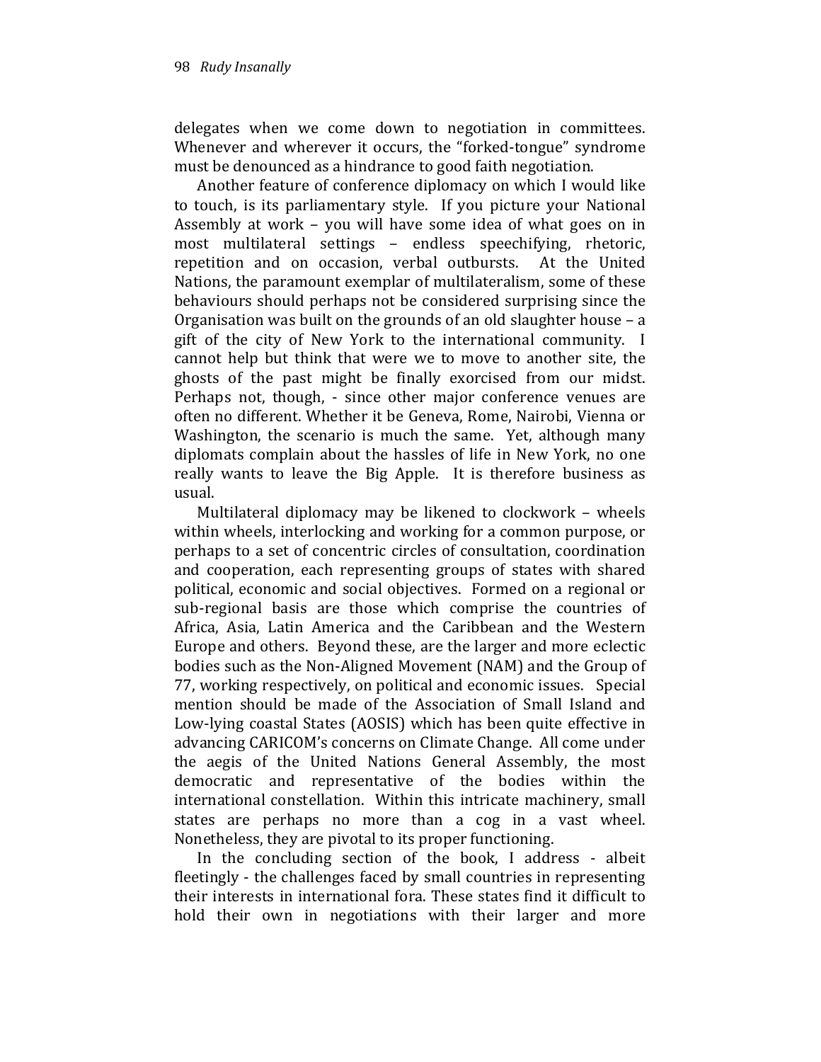delegates when we come down to negotiation in committees. Whenever and wherever it occurs, the "forked-tongue" syndrome must be denounced as a hindrance to good faith negotiation.

Another feature of conference diplomacy on which I would like to touch, is its parliamentary style. If you picture your National Assembly at work – you will have some idea of what goes on in most multilateral settings – endless speechifying, rhetoric, repetition and on occasion, verbal outbursts. At the United Nations, the paramount exemplar of multilateralism, some of these behaviours should perhaps not be considered surprising since the Organisation was built on the grounds of an old slaughter house – a gift of the city of New York to the international community. I cannot help but think that were we to move to another site, the ghosts of the past might be finally exorcised from our midst. Perhaps not, though, - since other major conference venues are often no different. Whether it be Geneva, Rome, Nairobi, Vienna or Washington, the scenario is much the same. Yet, although many diplomats complain about the hassles of life in New York, no one really wants to leave the Big Apple. It is therefore business as usual.

Multilateral diplomacy may be likened to clockwork – wheels within wheels, interlocking and working for a common purpose, or perhaps to a set of concentric circles of consultation, coordination and cooperation, each representing groups of states with shared political, economic and social objectives. Formed on a regional or sub-regional basis are those which comprise the countries of Africa, Asia, Latin America and the Caribbean and the Western Europe and others. Beyond these, are the larger and more eclectic bodies such as the Non-Aligned Movement (NAM) and the Group of 77, working respectively, on political and economic issues. Special mention should be made of the Association of Small Island and Low-lying coastal States (AOSIS) which has been quite effective in advancing CARICOM's concerns on Climate Change. All come under the aegis of the United Nations General Assembly, the most democratic and representative of the bodies within the international constellation. Within this intricate machinery, small states are perhaps no more than a cog in a vast wheel. Nonetheless, they are pivotal to its proper functioning.

In the concluding section of the book, I address - albeit fleetingly - the challenges faced by small countries in representing their interests in international fora. These states find it difficult to hold their own in negotiations with their larger and more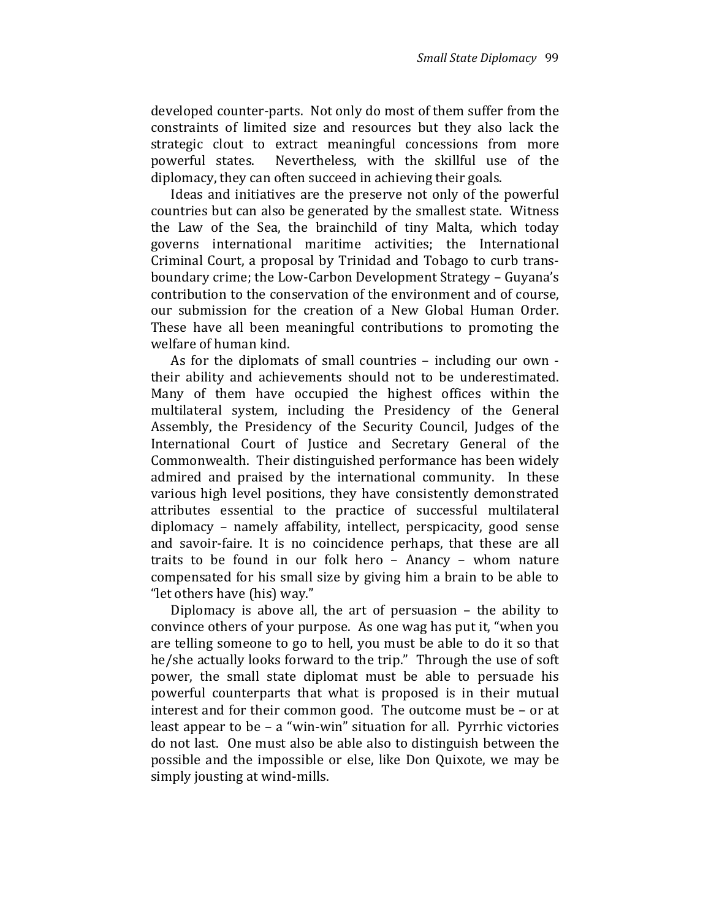developed counter-parts. Not only do most of them suffer from the constraints of limited size and resources but they also lack the strategic clout to extract meaningful concessions from more powerful states. Nevertheless, with the skillful use of the diplomacy, they can often succeed in achieving their goals.

Ideas and initiatives are the preserve not only of the powerful countries but can also be generated by the smallest state. Witness the Law of the Sea, the brainchild of tiny Malta, which today governs international maritime activities; the International Criminal Court, a proposal by Trinidad and Tobago to curb trans-boundary crime; the Low-Carbon Development Strategy – Guyana's contribution to the conservation of the environment and of course, our submission for the creation of a New Global Human Order. These have all been meaningful contributions to promoting the welfare of human kind.

As for the diplomats of small countries – including our own - their ability and achievements should not to be underestimated. Many of them have occupied the highest offices within the multilateral system, including the Presidency of the General Assembly, the Presidency of the Security Council, Judges of the International Court of Justice and Secretary General of the Commonwealth. Their distinguished performance has been widely admired and praised by the international community. In these various high level positions, they have consistently demonstrated attributes essential to the practice of successful multilateral diplomacy – namely affability, intellect, perspicacity, good sense and savoir-faire. It is no coincidence perhaps, that these are all traits to be found in our folk hero – Anancy – whom nature compensated for his small size by giving him a brain to be able to "let others have (his) way."

Diplomacy is above all, the art of persuasion – the ability to convince others of your purpose. As one wag has put it, "when you are telling someone to go to hell, you must be able to do it so that he/she actually looks forward to the trip." Through the use of soft power, the small state diplomat must be able to persuade his powerful counterparts that what is proposed is in their mutual interest and for their common good. The outcome must be – or at least appear to be – a "win-win" situation for all. Pyrrhic victories do not last. One must also be able also to distinguish between the possible and the impossible or else, like Don Quixote, we may be simply jousting at wind-mills.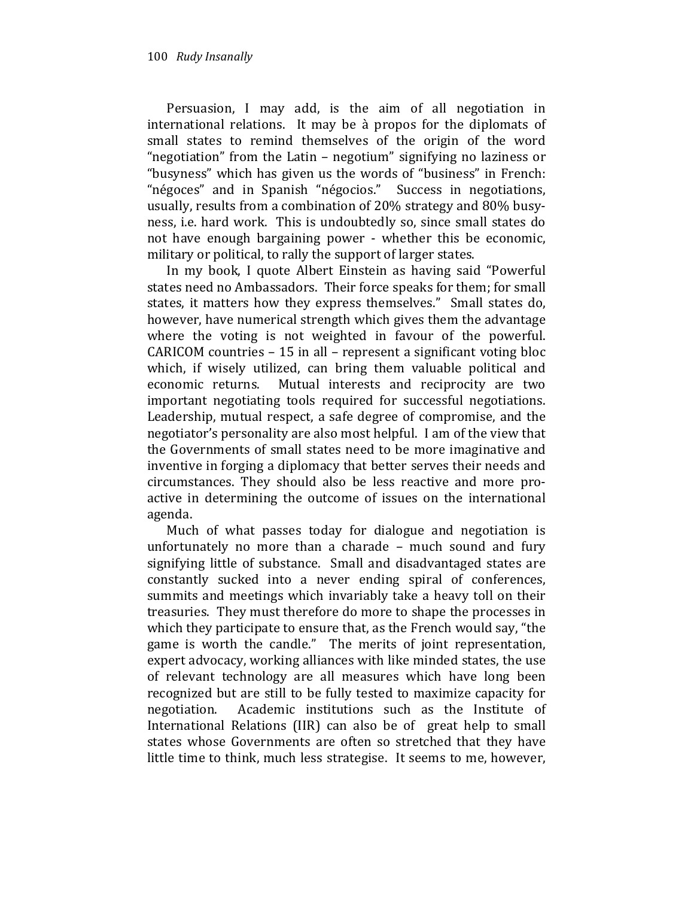Persuasion, I may add, is the aim of all negotiation in international relations. It may be à propos for the diplomats of small states to remind themselves of the origin of the word "negotiation" from the Latin – negotium" signifying no laziness or "busyness" which has given us the words of "business" in French: "négoces" and in Spanish "négocios." Success in negotiations, usually, results from a combination of 20% strategy and 80% busy-ness, i.e. hard work. This is undoubtedly so, since small states do not have enough bargaining power - whether this be economic, military or political, to rally the support of larger states.

In my book, I quote Albert Einstein as having said "Powerful states need no Ambassadors. Their force speaks for them; for small states, it matters how they express themselves." Small states do, however, have numerical strength which gives them the advantage where the voting is not weighted in favour of the powerful. CARICOM countries – 15 in all – represent a significant voting bloc which, if wisely utilized, can bring them valuable political and economic returns. Mutual interests and reciprocity are two important negotiating tools required for successful negotiations. Leadership, mutual respect, a safe degree of compromise, and the negotiator's personality are also most helpful. I am of the view that the Governments of small states need to be more imaginative and inventive in forging a diplomacy that better serves their needs and circumstances. They should also be less reactive and more pro-active in determining the outcome of issues on the international agenda.

Much of what passes today for dialogue and negotiation is unfortunately no more than a charade – much sound and fury signifying little of substance. Small and disadvantaged states are constantly sucked into a never ending spiral of conferences, summits and meetings which invariably take a heavy toll on their treasuries. They must therefore do more to shape the processes in which they participate to ensure that, as the French would say, "the game is worth the candle." The merits of joint representation, expert advocacy, working alliances with like minded states, the use of relevant technology are all measures which have long been recognized but are still to be fully tested to maximize capacity for negotiation. Academic institutions such as the Institute of International Relations (IIR) can also be of great help to small states whose Governments are often so stretched that they have little time to think, much less strategise. It seems to me, however,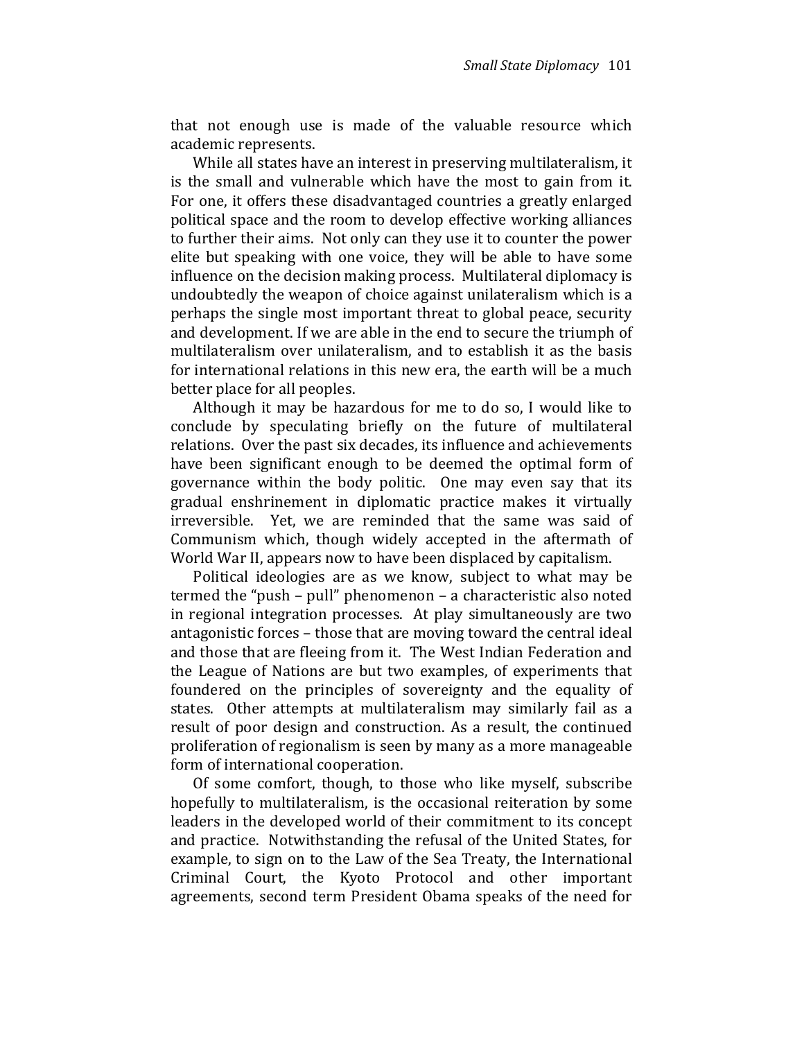that not enough use is made of the valuable resource which academic represents.

While all states have an interest in preserving multilateralism, it is the small and vulnerable which have the most to gain from it. For one, it offers these disadvantaged countries a greatly enlarged political space and the room to develop effective working alliances to further their aims. Not only can they use it to counter the power elite but speaking with one voice, they will be able to have some influence on the decision making process. Multilateral diplomacy is undoubtedly the weapon of choice against unilateralism which is a perhaps the single most important threat to global peace, security and development. If we are able in the end to secure the triumph of multilateralism over unilateralism, and to establish it as the basis for international relations in this new era, the earth will be a much better place for all peoples.

Although it may be hazardous for me to do so, I would like to conclude by speculating briefly on the future of multilateral relations. Over the past six decades, its influence and achievements have been significant enough to be deemed the optimal form of governance within the body politic. One may even say that its gradual enshrinement in diplomatic practice makes it virtually irreversible. Yet, we are reminded that the same was said of Communism which, though widely accepted in the aftermath of World War II, appears now to have been displaced by capitalism.

Political ideologies are as we know, subject to what may be termed the "push – pull" phenomenon – a characteristic also noted in regional integration processes. At play simultaneously are two antagonistic forces – those that are moving toward the central ideal and those that are fleeing from it. The West Indian Federation and the League of Nations are but two examples, of experiments that foundered on the principles of sovereignty and the equality of states. Other attempts at multilateralism may similarly fail as a result of poor design and construction. As a result, the continued proliferation of regionalism is seen by many as a more manageable form of international cooperation.

Of some comfort, though, to those who like myself, subscribe hopefully to multilateralism, is the occasional reiteration by some leaders in the developed world of their commitment to its concept and practice. Notwithstanding the refusal of the United States, for example, to sign on to the Law of the Sea Treaty, the International Criminal Court, the Kyoto Protocol and other important agreements, second term President Obama speaks of the need for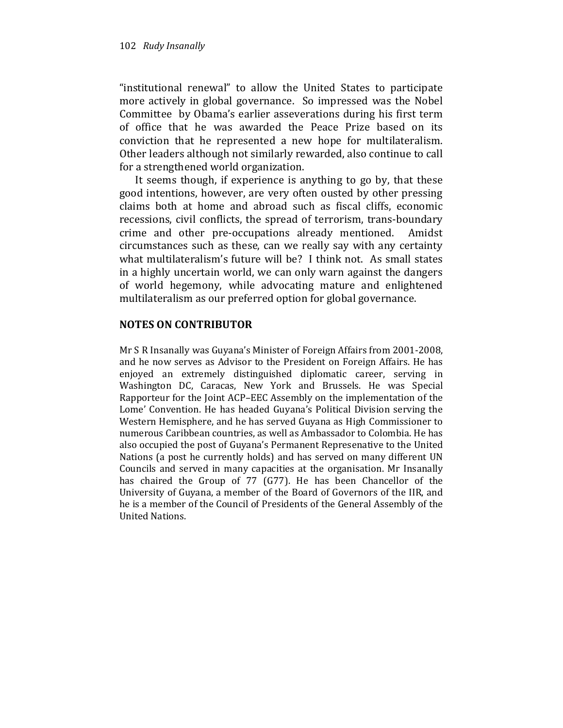"institutional renewal" to allow the United States to participate more actively in global governance. So impressed was the Nobel Committee by Obama's earlier asseverations during his first term of office that he was awarded the Peace Prize based on its conviction that he represented a new hope for multilateralism. Other leaders although not similarly rewarded, also continue to call for a strengthened world organization.

It seems though, if experience is anything to go by, that these good intentions, however, are very often ousted by other pressing claims both at home and abroad such as fiscal cliffs, economic recessions, civil conflicts, the spread of terrorism, trans-boundary crime and other pre-occupations already mentioned. Amidst circumstances such as these, can we really say with any certainty what multilateralism's future will be? I think not. As small states in a highly uncertain world, we can only warn against the dangers of world hegemony, while advocating mature and enlightened multilateralism as our preferred option for global governance.

## NOTES ON CONTRIBUTOR

Mr S R Insanally was Guyana's Minister of Foreign Affairs from 2001-2008, and he now serves as Advisor to the President on Foreign Affairs. He has enjoyed an extremely distinguished diplomatic career, serving in Washington DC, Caracas, New York and Brussels. He was Special Rapporteur for the Joint ACP–EEC Assembly on the implementation of the Lome' Convention. He has headed Guyana's Political Division serving the Western Hemisphere, and he has served Guyana as High Commissioner to numerous Caribbean countries, as well as Ambassador to Colombia. He has also occupied the post of Guyana's Permanent Represenative to the United Nations (a post he currently holds) and has served on many different UN Councils and served in many capacities at the organisation. Mr Insanally has chaired the Group of 77 (G77). He has been Chancellor of the University of Guyana, a member of the Board of Governors of the IIR, and he is a member of the Council of Presidents of the General Assembly of the United Nations.